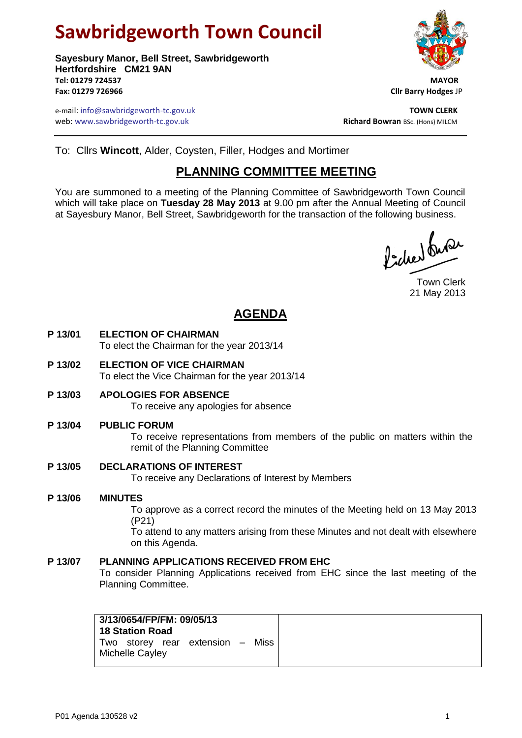# Sawbridgeworth Town Council

**Sayesbury Manor, Bell Street, Sawbridgeworth**
**Hertfordshire CM21 9AN**
**Tel: 01279 724537**
**Fax: 01279 726966**

**MAYOR**
**Cllr Barry Hodges** JP

e-mail: info@sawbridgeworth-tc.gov.uk
web: www.sawbridgeworth-tc.gov.uk

**TOWN CLERK**
**Richard Bowran** BSc. (Hons) MILCM

To: Cllrs **Wincott**, Alder, Coysten, Filler, Hodges and Mortimer

## PLANNING COMMITTEE MEETING

You are summoned to a meeting of the Planning Committee of Sawbridgeworth Town Council which will take place on **Tuesday 28 May 2013** at 9.00 pm after the Annual Meeting of Council at Sayesbury Manor, Bell Street, Sawbridgeworth for the transaction of the following business.

Town Clerk
21 May 2013

## AGENDA

**P 13/01 ELECTION OF CHAIRMAN**
To elect the Chairman for the year 2013/14

**P 13/02 ELECTION OF VICE CHAIRMAN**
To elect the Vice Chairman for the year 2013/14

**P 13/03 APOLOGIES FOR ABSENCE**
To receive any apologies for absence

**P 13/04 PUBLIC FORUM**
To receive representations from members of the public on matters within the remit of the Planning Committee

**P 13/05 DECLARATIONS OF INTEREST**
To receive any Declarations of Interest by Members

**P 13/06 MINUTES**
To approve as a correct record the minutes of the Meeting held on 13 May 2013 (P21)
To attend to any matters arising from these Minutes and not dealt with elsewhere on this Agenda.

**P 13/07 PLANNING APPLICATIONS RECEIVED FROM EHC**
To consider Planning Applications received from EHC since the last meeting of the Planning Committee.

| | |
|---|---|
| **3/13/0654/FP/FM: 09/05/13**<br>**18 Station Road**<br>Two storey rear extension – Miss Michelle Cayley | |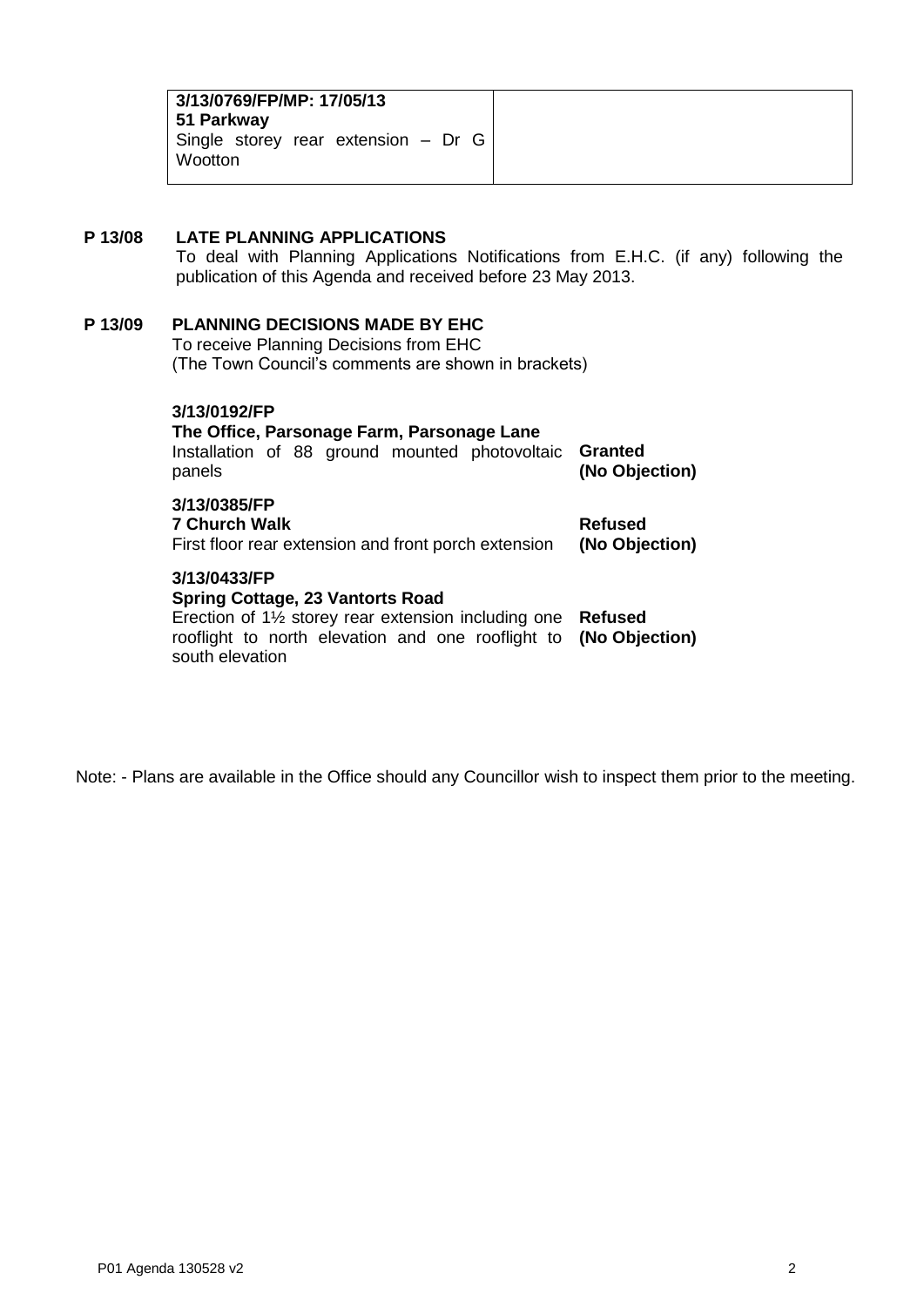| | |
|---|---|
| **3/13/0769/FP/MP: 17/05/13**<br>**51 Parkway**<br>Single storey rear extension – Dr G Wootton | |

**P 13/08 LATE PLANNING APPLICATIONS**

To deal with Planning Applications Notifications from E.H.C. (if any) following the publication of this Agenda and received before 23 May 2013.

**P 13/09 PLANNING DECISIONS MADE BY EHC**

To receive Planning Decisions from EHC
(The Town Council's comments are shown in brackets)

| | |
|---|---|
| **3/13/0192/FP**<br>**The Office, Parsonage Farm, Parsonage Lane**<br>Installation of 88 ground mounted photovoltaic panels | **Granted**<br>**(No Objection)** |
| **3/13/0385/FP**<br>**7 Church Walk**<br>First floor rear extension and front porch extension | **Refused**<br>**(No Objection)** |
| **3/13/0433/FP**<br>**Spring Cottage, 23 Vantorts Road**<br>Erection of 1½ storey rear extension including one rooflight to north elevation and one rooflight to south elevation | **Refused**<br>**(No Objection)** |

Note: - Plans are available in the Office should any Councillor wish to inspect them prior to the meeting.